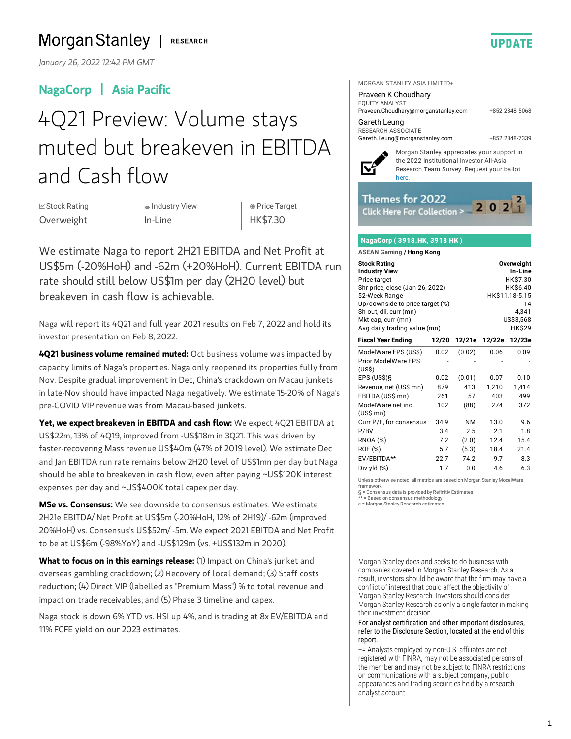Morgan Stanley | RESEARCH

UPDATE

January 26, 2022 12:42 PM GMT

## NagaCorp | Asia Pacific

# 4Q21 Preview: Volume stays muted but breakeven in EBITDA and Cash flow

| Stock Rating | Industry View | Price Target |
|---|---|---|
| Overweight | In-Line | HK$7.30 |

We estimate Naga to report 2H21 EBITDA and Net Profit at US$5m (-20%HoH) and -62m (+20%HoH). Current EBITDA run rate should still below US$1m per day (2H20 level) but breakeven in cash flow is achievable.

Naga will report its 4Q21 and full year 2021 results on Feb 7, 2022 and hold its investor presentation on Feb 8, 2022.

**4Q21 business volume remained muted:** Oct business volume was impacted by capacity limits of Naga's properties. Naga only reopened its properties fully from Nov. Despite gradual improvement in Dec, China's crackdown on Macau junkets in late-Nov should have impacted Naga negatively. We estimate 15-20% of Naga's pre-COVID VIP revenue was from Macau-based junkets.

**Yet, we expect breakeven in EBITDA and cash flow:** We expect 4Q21 EBITDA at US$22m, 13% of 4Q19, improved from -US$18m in 3Q21. This was driven by faster-recovering Mass revenue US$40m (47% of 2019 level). We estimate Dec and Jan EBITDA run rate remains below 2H20 level of US$1mn per day but Naga should be able to breakeven in cash flow, even after paying ~US$120K interest expenses per day and ~US$400K total capex per day.

**MSe vs. Consensus:** We see downside to consensus estimates. We estimate 2H21e EBITDA/ Net Profit at US$5m (-20%HoH, 12% of 2H19)/ -62m (improved 20%HoH) vs. Consensus's US$52m/ -5m. We expect 2021 EBITDA and Net Profit to be at US$6m (-98%YoY) and -US$129m (vs. +US$132m in 2020).

**What to focus on in this earnings release:** (1) Impact on China's junket and overseas gambling crackdown; (2) Recovery of local demand; (3) Staff costs reduction; (4) Direct VIP (labelled as "Premium Mass") % to total revenue and impact on trade receivables; and (5) Phase 3 timeline and capex.

Naga stock is down 6% YTD vs. HSI up 4%, and is trading at 8x EV/EBITDA and 11% FCFE yield on our 2023 estimates.

MORGAN STANLEY ASIA LIMITED+

Praveen K Choudhary
EQUITY ANALYST
Praveen.Choudhary@morganstanley.com +852 2848-5068

Gareth Leung
RESEARCH ASSOCIATE
Gareth.Leung@morganstanley.com +852 2848-7339

Morgan Stanley appreciates your support in the 2022 Institutional Investor All-Asia Research Team Survey. Request your ballot here.

Themes for 2022
Click Here For Collection >

**NagaCorp ( 3918.HK, 3918 HK )**

**ASEAN Gaming / Hong Kong**

| | |
|---|---|
| **Stock Rating** | **Overweight** |
| **Industry View** | **In-Line** |
| Price target | HK$7.30 |
| Shr price, close (Jan 26, 2022) | HK$6.40 |
| 52-Week Range | HK$11.18-5.15 |
| Up/downside to price target (%) | 14 |
| Sh out, dil, curr (mn) | 4,341 |
| Mkt cap, curr (mn) | US$3,568 |
| Avg daily trading value (mn) | HK$29 |

| **Fiscal Year Ending** | **12/20** | **12/21e** | **12/22e** | **12/23e** |
|---|---|---|---|---|
| ModelWare EPS (US$) | 0.02 | (0.02) | 0.06 | 0.09 |
| Prior ModelWare EPS (US$) | - | - | - | - |
| EPS (US$)§ | 0.02 | (0.01) | 0.07 | 0.10 |
| Revenue, net (US$ mn) | 879 | 413 | 1,210 | 1,414 |
| EBITDA (US$ mn) | 261 | 57 | 403 | 499 |
| ModelWare net inc (US$ mn) | 102 | (88) | 274 | 372 |
| Curr P/E, for consensus | 34.9 | NM | 13.0 | 9.6 |
| P/BV | 3.4 | 2.5 | 2.1 | 1.8 |
| RNOA (%) | 7.2 | (2.0) | 12.4 | 15.4 |
| ROE (%) | 5.7 | (5.3) | 18.4 | 21.4 |
| EV/EBITDA** | 22.7 | 74.2 | 9.7 | 8.3 |
| Div yld (%) | 1.7 | 0.0 | 4.6 | 6.3 |

Unless otherwise noted, all metrics are based on Morgan Stanley ModelWare framework
§ = Consensus data is provided by Refinitiv Estimates
** = Based on consensus methodology
e = Morgan Stanley Research estimates

Morgan Stanley does and seeks to do business with companies covered in Morgan Stanley Research. As a result, investors should be aware that the firm may have a conflict of interest that could affect the objectivity of Morgan Stanley Research. Investors should consider Morgan Stanley Research as only a single factor in making their investment decision.

For analyst certification and other important disclosures, refer to the Disclosure Section, located at the end of this report.

+= Analysts employed by non-U.S. affiliates are not registered with FINRA, may not be associated persons of the member and may not be subject to FINRA restrictions on communications with a subject company, public appearances and trading securities held by a research analyst account.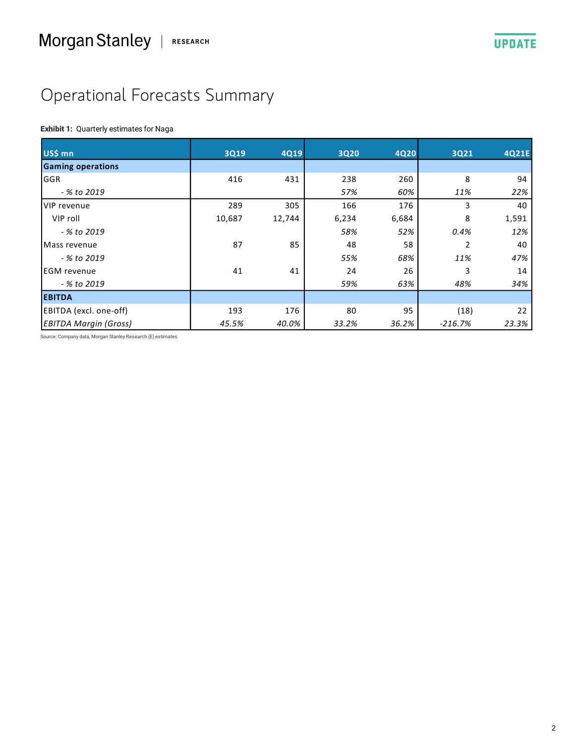# Operational Forecasts Summary

**Exhibit 1:** Quarterly estimates for Naga

| US$ mn | 3Q19 | 4Q19 | 3Q20 | 4Q20 | 3Q21 | 4Q21E |
|---|---|---|---|---|---|---|
| **Gaming operations** | | | | | | |
| GGR | 416 | 431 | 238 | 260 | 8 | 94 |
| *- % to 2019* | | | *57%* | *60%* | *11%* | *22%* |
| VIP revenue | 289 | 305 | 166 | 176 | 3 | 40 |
| VIP roll | 10,687 | 12,744 | 6,234 | 6,684 | 8 | 1,591 |
| *- % to 2019* | | | *58%* | *52%* | *0.4%* | *12%* |
| Mass revenue | 87 | 85 | 48 | 58 | 2 | 40 |
| *- % to 2019* | | | *55%* | *68%* | *11%* | *47%* |
| EGM revenue | 41 | 41 | 24 | 26 | 3 | 14 |
| *- % to 2019* | | | *59%* | *63%* | *48%* | *34%* |
| **EBITDA** | | | | | | |
| EBITDA (excl. one-off) | 193 | 176 | 80 | 95 | (18) | 22 |
| *EBITDA Margin (Gross)* | *45.5%* | *40.0%* | *33.2%* | *36.2%* | *-216.7%* | *23.3%* |

Source: Company data, Morgan Stanley Research (E) estimates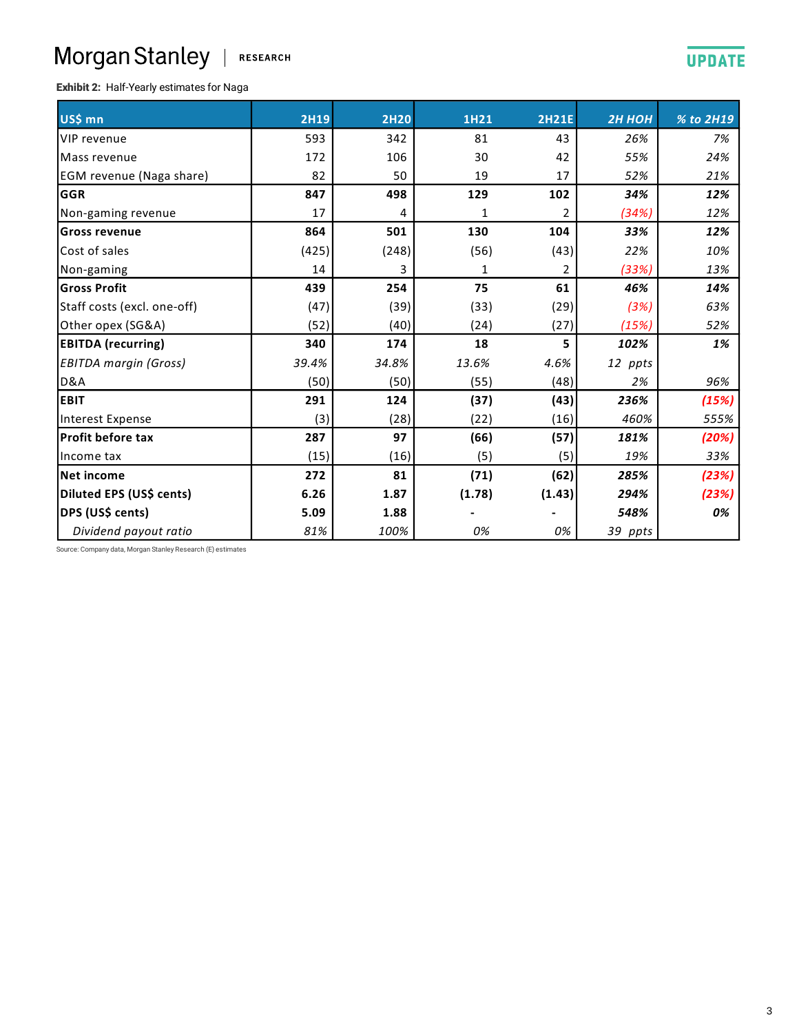**Exhibit 2:** Half-Yearly estimates for Naga

| US$ mn | 2H19 | 2H20 | 1H21 | 2H21E | *2H HOH* | *% to 2H19* |
|---|---|---|---|---|---|---|
| VIP revenue | 593 | 342 | 81 | 43 | *26%* | *7%* |
| Mass revenue | 172 | 106 | 30 | 42 | *55%* | *24%* |
| EGM revenue (Naga share) | 82 | 50 | 19 | 17 | *52%* | *21%* |
| **GGR** | **847** | **498** | **129** | **102** | ***34%*** | ***12%*** |
| Non-gaming revenue | 17 | 4 | 1 | 2 | *(34%)* | *12%* |
| **Gross revenue** | **864** | **501** | **130** | **104** | ***33%*** | ***12%*** |
| Cost of sales | (425) | (248) | (56) | (43) | *22%* | *10%* |
| Non-gaming | 14 | 3 | 1 | 2 | *(33%)* | *13%* |
| **Gross Profit** | **439** | **254** | **75** | **61** | ***46%*** | ***14%*** |
| Staff costs (excl. one-off) | (47) | (39) | (33) | (29) | *(3%)* | *63%* |
| Other opex (SG&A) | (52) | (40) | (24) | (27) | *(15%)* | *52%* |
| **EBITDA (recurring)** | **340** | **174** | **18** | **5** | ***102%*** | ***1%*** |
| *EBITDA margin (Gross)* | *39.4%* | *34.8%* | *13.6%* | *4.6%* | *12 ppts* | |
| D&A | (50) | (50) | (55) | (48) | *2%* | *96%* |
| **EBIT** | **291** | **124** | **(37)** | **(43)** | ***236%*** | ***(15%)*** |
| Interest Expense | (3) | (28) | (22) | (16) | *460%* | *555%* |
| **Profit before tax** | **287** | **97** | **(66)** | **(57)** | ***181%*** | ***(20%)*** |
| Income tax | (15) | (16) | (5) | (5) | *19%* | *33%* |
| **Net income** | **272** | **81** | **(71)** | **(62)** | ***285%*** | ***(23%)*** |
| **Diluted EPS (US$ cents)** | **6.26** | **1.87** | **(1.78)** | **(1.43)** | ***294%*** | ***(23%)*** |
| **DPS (US$ cents)** | **5.09** | **1.88** | **-** | **-** | ***548%*** | ***0%*** |
| *Dividend payout ratio* | *81%* | *100%* | *0%* | *0%* | *39 ppts* | |

Source: Company data, Morgan Stanley Research (E) estimates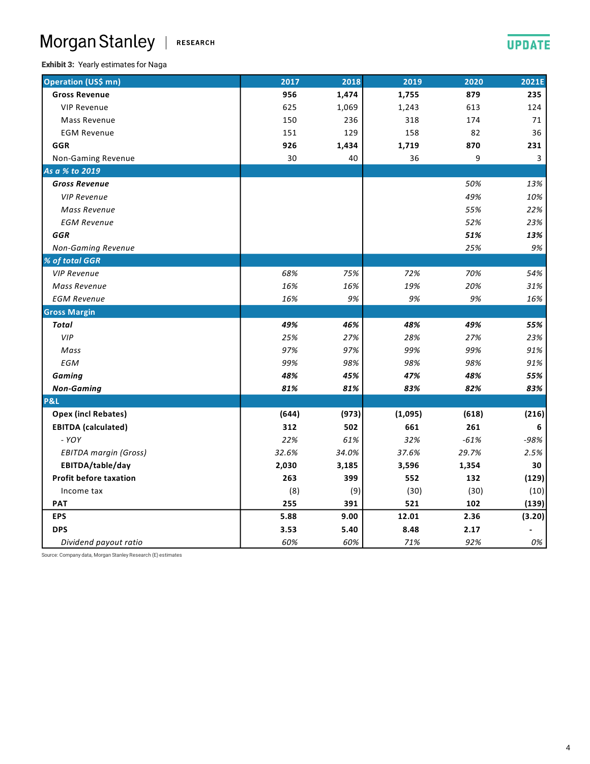**Exhibit 3:** Yearly estimates for Naga

| Operation (US$ mn) | 2017 | 2018 | 2019 | 2020 | 2021E |
|---|---|---|---|---|---|
| **Gross Revenue** | **956** | **1,474** | **1,755** | **879** | **235** |
| VIP Revenue | 625 | 1,069 | 1,243 | 613 | 124 |
| Mass Revenue | 150 | 236 | 318 | 174 | 71 |
| EGM Revenue | 151 | 129 | 158 | 82 | 36 |
| **GGR** | **926** | **1,434** | **1,719** | **870** | **231** |
| Non-Gaming Revenue | 30 | 40 | 36 | 9 | 3 |
| ***As a % to 2019*** | | | | | |
| ***Gross Revenue*** | | | | *50%* | *13%* |
| *VIP Revenue* | | | | *49%* | *10%* |
| *Mass Revenue* | | | | *55%* | *22%* |
| *EGM Revenue* | | | | *52%* | *23%* |
| ***GGR*** | | | | ***51%*** | ***13%*** |
| *Non-Gaming Revenue* | | | | *25%* | *9%* |
| ***% of total GGR*** | | | | | |
| *VIP Revenue* | *68%* | *75%* | *72%* | *70%* | *54%* |
| *Mass Revenue* | *16%* | *16%* | *19%* | *20%* | *31%* |
| *EGM Revenue* | *16%* | *9%* | *9%* | *9%* | *16%* |
| **Gross Margin** | | | | | |
| ***Total*** | ***49%*** | ***46%*** | ***48%*** | ***49%*** | ***55%*** |
| *VIP* | *25%* | *27%* | *28%* | *27%* | *23%* |
| *Mass* | *97%* | *97%* | *99%* | *99%* | *91%* |
| *EGM* | *99%* | *98%* | *98%* | *98%* | *91%* |
| ***Gaming*** | ***48%*** | ***45%*** | ***47%*** | ***48%*** | ***55%*** |
| ***Non-Gaming*** | ***81%*** | ***81%*** | ***83%*** | ***82%*** | ***83%*** |
| **P&L** | | | | | |
| **Opex (incl Rebates)** | **(644)** | **(973)** | **(1,095)** | **(618)** | **(216)** |
| **EBITDA (calculated)** | **312** | **502** | **661** | **261** | **6** |
| *- YOY* | *22%* | *61%* | *32%* | *-61%* | *-98%* |
| *EBITDA margin (Gross)* | *32.6%* | *34.0%* | *37.6%* | *29.7%* | *2.5%* |
| **EBITDA/table/day** | **2,030** | **3,185** | **3,596** | **1,354** | **30** |
| **Profit before taxation** | **263** | **399** | **552** | **132** | **(129)** |
| Income tax | (8) | (9) | (30) | (30) | (10) |
| **PAT** | **255** | **391** | **521** | **102** | **(139)** |
| **EPS** | **5.88** | **9.00** | **12.01** | **2.36** | **(3.20)** |
| **DPS** | **3.53** | **5.40** | **8.48** | **2.17** | **-** |
| *Dividend payout ratio* | *60%* | *60%* | *71%* | *92%* | *0%* |

Source: Company data, Morgan Stanley Research (E) estimates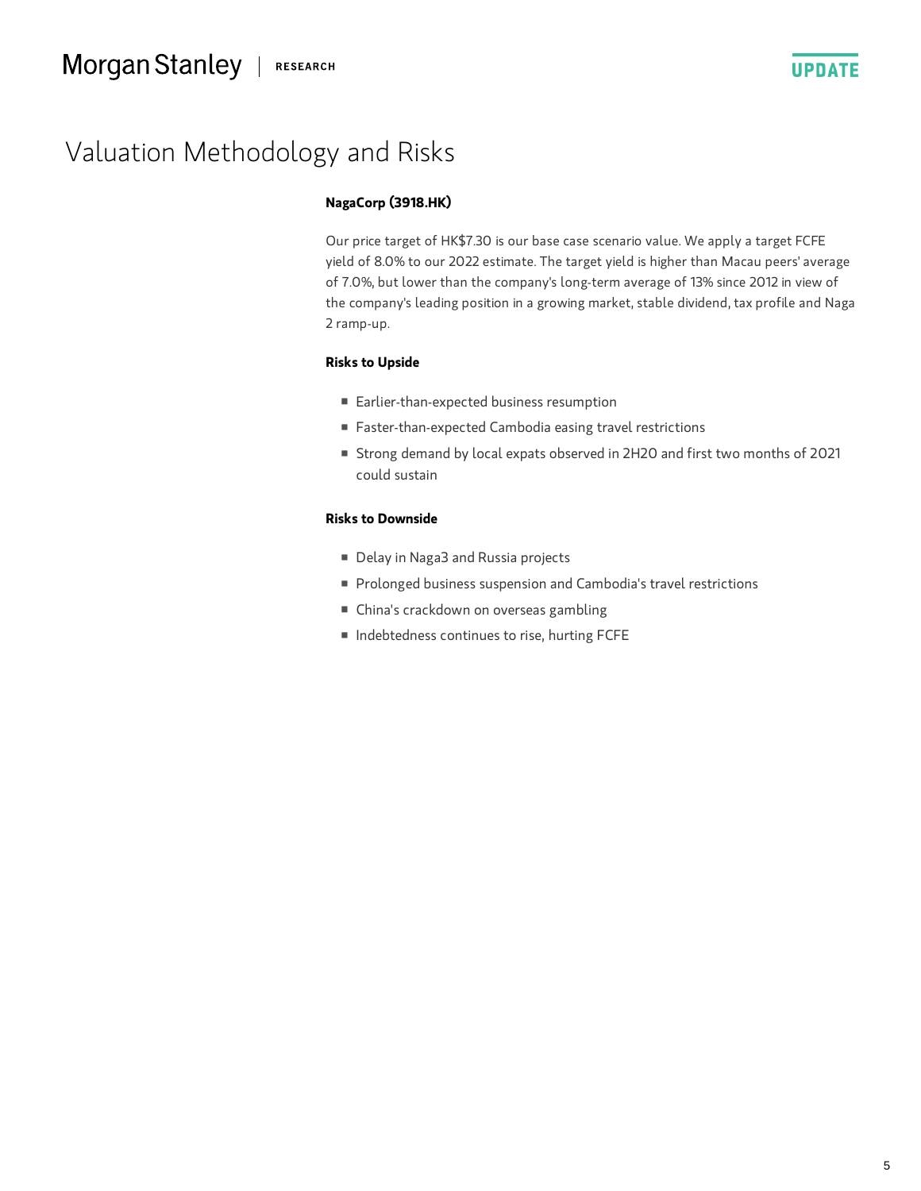# Valuation Methodology and Risks

### NagaCorp (3918.HK)

Our price target of HK$7.30 is our base case scenario value. We apply a target FCFE yield of 8.0% to our 2022 estimate. The target yield is higher than Macau peers' average of 7.0%, but lower than the company's long-term average of 13% since 2012 in view of the company's leading position in a growing market, stable dividend, tax profile and Naga 2 ramp-up.

**Risks to Upside**

- Earlier-than-expected business resumption
- Faster-than-expected Cambodia easing travel restrictions
- Strong demand by local expats observed in 2H20 and first two months of 2021 could sustain

**Risks to Downside**

- Delay in Naga3 and Russia projects
- Prolonged business suspension and Cambodia's travel restrictions
- China's crackdown on overseas gambling
- Indebtedness continues to rise, hurting FCFE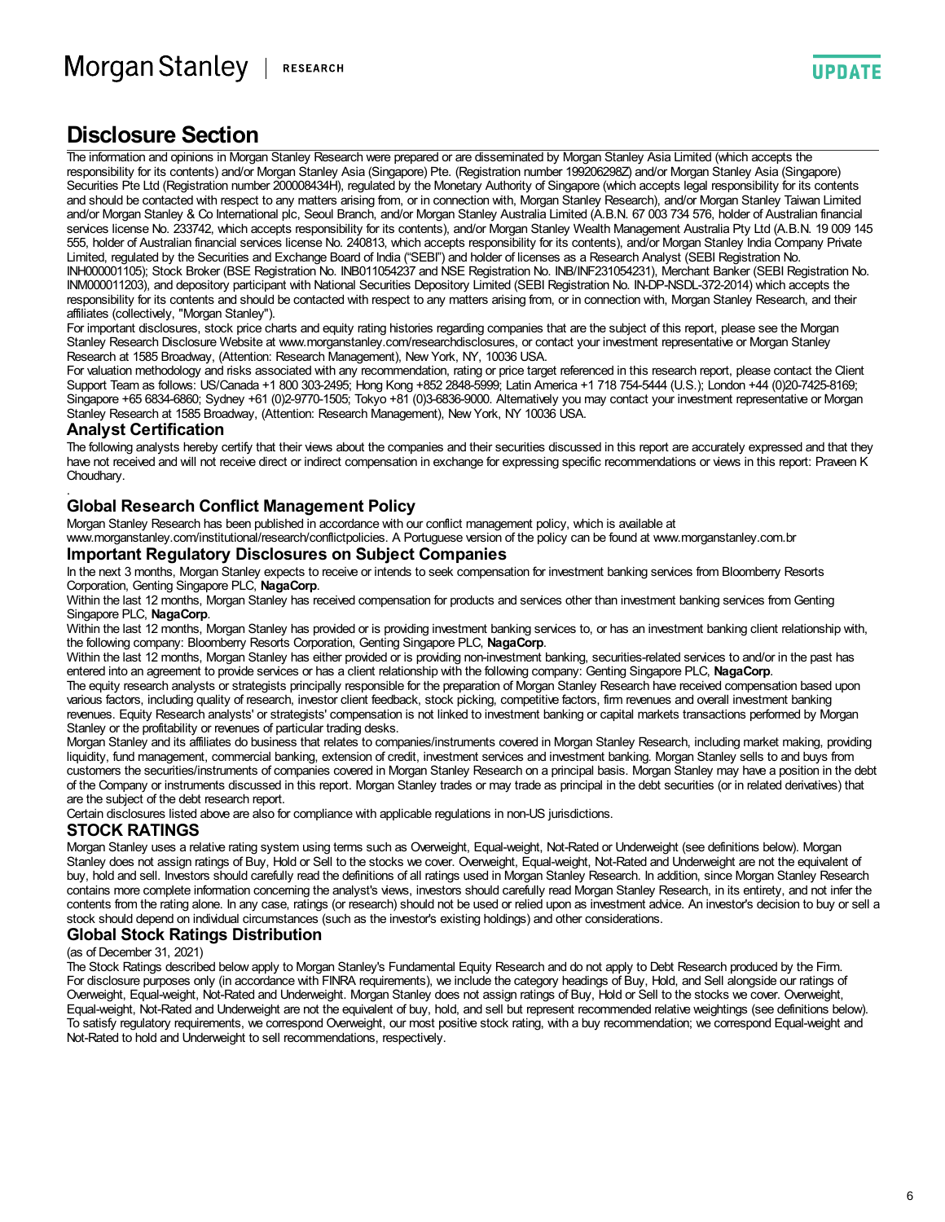# Disclosure Section

The information and opinions in Morgan Stanley Research were prepared or are disseminated by Morgan Stanley Asia Limited (which accepts the responsibility for its contents) and/or Morgan Stanley Asia (Singapore) Pte. (Registration number 199206298Z) and/or Morgan Stanley Asia (Singapore) Securities Pte Ltd (Registration number 200008434H), regulated by the Monetary Authority of Singapore (which accepts legal responsibility for its contents and should be contacted with respect to any matters arising from, or in connection with, Morgan Stanley Research), and/or Morgan Stanley Taiwan Limited and/or Morgan Stanley & Co International plc, Seoul Branch, and/or Morgan Stanley Australia Limited (A.B.N. 67 003 734 576, holder of Australian financial services license No. 233742, which accepts responsibility for its contents), and/or Morgan Stanley Wealth Management Australia Pty Ltd (A.B.N. 19 009 145 555, holder of Australian financial services license No. 240813, which accepts responsibility for its contents), and/or Morgan Stanley India Company Private Limited, regulated by the Securities and Exchange Board of India ("SEBI") and holder of licenses as a Research Analyst (SEBI Registration No. INH000001105); Stock Broker (BSE Registration No. INB011054237 and NSE Registration No. INB/INF231054231), Merchant Banker (SEBI Registration No. INM000011203), and depository participant with National Securities Depository Limited (SEBI Registration No. IN-DP-NSDL-372-2014) which accepts the responsibility for its contents and should be contacted with respect to any matters arising from, or in connection with, Morgan Stanley Research, and their affiliates (collectively, "Morgan Stanley").

For important disclosures, stock price charts and equity rating histories regarding companies that are the subject of this report, please see the Morgan Stanley Research Disclosure Website at www.morganstanley.com/researchdisclosures, or contact your investment representative or Morgan Stanley Research at 1585 Broadway, (Attention: Research Management), New York, NY, 10036 USA.

For valuation methodology and risks associated with any recommendation, rating or price target referenced in this research report, please contact the Client Support Team as follows: US/Canada +1 800 303-2495; Hong Kong +852 2848-5999; Latin America +1 718 754-5444 (U.S.); London +44 (0)20-7425-8169; Singapore +65 6834-6860; Sydney +61 (0)2-9770-1505; Tokyo +81 (0)3-6836-9000. Alternatively you may contact your investment representative or Morgan Stanley Research at 1585 Broadway, (Attention: Research Management), New York, NY 10036 USA.

## Analyst Certification

The following analysts hereby certify that their views about the companies and their securities discussed in this report are accurately expressed and that they have not received and will not receive direct or indirect compensation in exchange for expressing specific recommendations or views in this report: Praveen K Choudhary.

.

## Global Research Conflict Management Policy

Morgan Stanley Research has been published in accordance with our conflict management policy, which is available at www.morganstanley.com/institutional/research/conflictpolicies. A Portuguese version of the policy can be found at www.morganstanley.com.br

## Important Regulatory Disclosures on Subject Companies

In the next 3 months, Morgan Stanley expects to receive or intends to seek compensation for investment banking services from Bloomberry Resorts Corporation, Genting Singapore PLC, **NagaCorp**.

Within the last 12 months, Morgan Stanley has received compensation for products and services other than investment banking services from Genting Singapore PLC, **NagaCorp**.

Within the last 12 months, Morgan Stanley has provided or is providing investment banking services to, or has an investment banking client relationship with, the following company: Bloomberry Resorts Corporation, Genting Singapore PLC, **NagaCorp**.

Within the last 12 months, Morgan Stanley has either provided or is providing non-investment banking, securities-related services to and/or in the past has entered into an agreement to provide services or has a client relationship with the following company: Genting Singapore PLC, **NagaCorp**.

The equity research analysts or strategists principally responsible for the preparation of Morgan Stanley Research have received compensation based upon various factors, including quality of research, investor client feedback, stock picking, competitive factors, firm revenues and overall investment banking revenues. Equity Research analysts' or strategists' compensation is not linked to investment banking or capital markets transactions performed by Morgan Stanley or the profitability or revenues of particular trading desks.

Morgan Stanley and its affiliates do business that relates to companies/instruments covered in Morgan Stanley Research, including market making, providing liquidity, fund management, commercial banking, extension of credit, investment services and investment banking. Morgan Stanley sells to and buys from customers the securities/instruments of companies covered in Morgan Stanley Research on a principal basis. Morgan Stanley may have a position in the debt of the Company or instruments discussed in this report. Morgan Stanley trades or may trade as principal in the debt securities (or in related derivatives) that are the subject of the debt research report.

Certain disclosures listed above are also for compliance with applicable regulations in non-US jurisdictions.

## STOCK RATINGS

Morgan Stanley uses a relative rating system using terms such as Overweight, Equal-weight, Not-Rated or Underweight (see definitions below). Morgan Stanley does not assign ratings of Buy, Hold or Sell to the stocks we cover. Overweight, Equal-weight, Not-Rated and Underweight are not the equivalent of buy, hold and sell. Investors should carefully read the definitions of all ratings used in Morgan Stanley Research. In addition, since Morgan Stanley Research contains more complete information concerning the analyst's views, investors should carefully read Morgan Stanley Research, in its entirety, and not infer the contents from the rating alone. In any case, ratings (or research) should not be used or relied upon as investment advice. An investor's decision to buy or sell a stock should depend on individual circumstances (such as the investor's existing holdings) and other considerations.

## Global Stock Ratings Distribution

(as of December 31, 2021)

The Stock Ratings described below apply to Morgan Stanley's Fundamental Equity Research and do not apply to Debt Research produced by the Firm.

For disclosure purposes only (in accordance with FINRA requirements), we include the category headings of Buy, Hold, and Sell alongside our ratings of Overweight, Equal-weight, Not-Rated and Underweight. Morgan Stanley does not assign ratings of Buy, Hold or Sell to the stocks we cover. Overweight, Equal-weight, Not-Rated and Underweight are not the equivalent of buy, hold, and sell but represent recommended relative weightings (see definitions below). To satisfy regulatory requirements, we correspond Overweight, our most positive stock rating, with a buy recommendation; we correspond Equal-weight and Not-Rated to hold and Underweight to sell recommendations, respectively.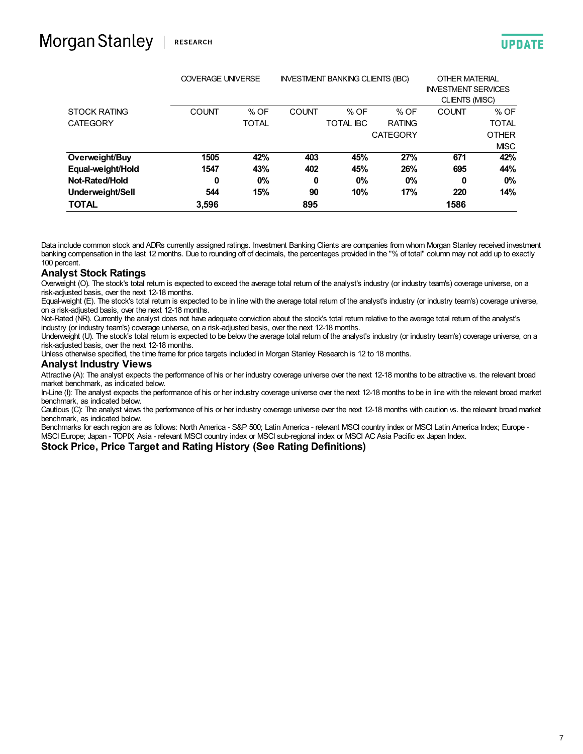| STOCK RATING CATEGORY | COVERAGE UNIVERSE | | INVESTMENT BANKING CLIENTS (IBC) | | | OTHER MATERIAL INVESTMENT SERVICES CLIENTS (MISC) | |
|---|---|---|---|---|---|---|---|
| | COUNT | % OF TOTAL | COUNT | % OF TOTAL IBC | % OF RATING CATEGORY | COUNT | % OF TOTAL OTHER MISC |
| **Overweight/Buy** | **1505** | **42%** | **403** | **45%** | **27%** | **671** | **42%** |
| **Equal-weight/Hold** | **1547** | **43%** | **402** | **45%** | **26%** | **695** | **44%** |
| **Not-Rated/Hold** | **0** | **0%** | **0** | **0%** | **0%** | **0** | **0%** |
| **Underweight/Sell** | **544** | **15%** | **90** | **10%** | **17%** | **220** | **14%** |
| **TOTAL** | **3,596** | | **895** | | | **1586** | |

Data include common stock and ADRs currently assigned ratings. Investment Banking Clients are companies from whom Morgan Stanley received investment banking compensation in the last 12 months. Due to rounding off of decimals, the percentages provided in the "% of total" column may not add up to exactly 100 percent.

### Analyst Stock Ratings

Overweight (O). The stock's total return is expected to exceed the average total return of the analyst's industry (or industry team's) coverage universe, on a risk-adjusted basis, over the next 12-18 months.

Equal-weight (E). The stock's total return is expected to be in line with the average total return of the analyst's industry (or industry team's) coverage universe, on a risk-adjusted basis, over the next 12-18 months.

Not-Rated (NR). Currently the analyst does not have adequate conviction about the stock's total return relative to the average total return of the analyst's industry (or industry team's) coverage universe, on a risk-adjusted basis, over the next 12-18 months.

Underweight (U). The stock's total return is expected to be below the average total return of the analyst's industry (or industry team's) coverage universe, on a risk-adjusted basis, over the next 12-18 months.

Unless otherwise specified, the time frame for price targets included in Morgan Stanley Research is 12 to 18 months.

### Analyst Industry Views

Attractive (A): The analyst expects the performance of his or her industry coverage universe over the next 12-18 months to be attractive vs. the relevant broad market benchmark, as indicated below.

In-Line (I): The analyst expects the performance of his or her industry coverage universe over the next 12-18 months to be in line with the relevant broad market benchmark, as indicated below.

Cautious (C): The analyst views the performance of his or her industry coverage universe over the next 12-18 months with caution vs. the relevant broad market benchmark, as indicated below.

Benchmarks for each region are as follows: North America - S&P 500; Latin America - relevant MSCI country index or MSCI Latin America Index; Europe - MSCI Europe; Japan - TOPIX; Asia - relevant MSCI country index or MSCI sub-regional index or MSCI AC Asia Pacific ex Japan Index.

### Stock Price, Price Target and Rating History (See Rating Definitions)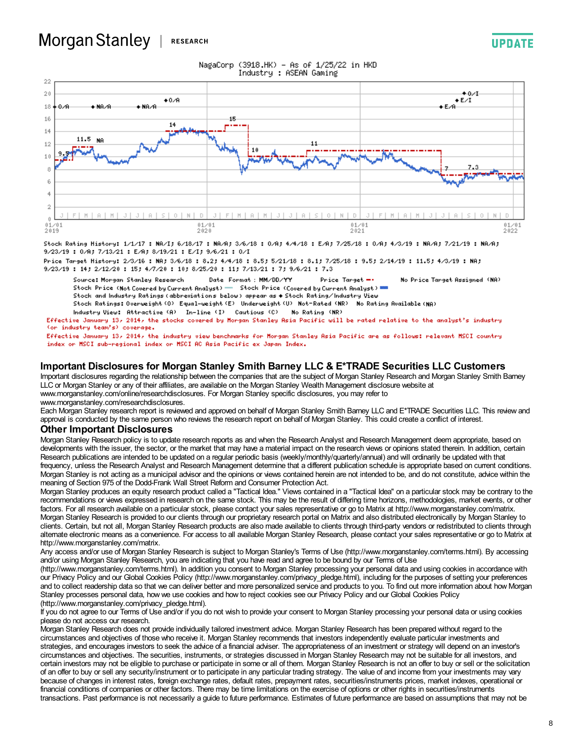NagaCorp (3918.HK) - As of 1/25/22 in HKD
Industry : ASEAN Gaming

22
20
18
16
14
12
10
8
6
4
2
0

0/A NA/A NA/A 0/A E/A E/I 0/I

9.5 11.5 NA 14 15 10 11 7 7.3

J F M A M J J A S O N D J F M A M J J A S O N D J F M A M J J A S O N D

01/01 2019 01/01 2020 01/01 2021 01/01 2022

Stock Rating History: 1/1/17 : NA/I; 6/18/17 : NA/A; 3/6/18 : O/A; 4/4/18 : E/A; 7/25/18 : O/A; 4/3/19 : NA/A; 7/21/19 : NA/A; 9/23/19 : O/A; 7/13/21 : E/A; 8/19/21 : E/I; 9/6/21 : O/I

Price Target History: 2/3/16 : NA; 3/6/18 : 8.2; 4/4/18 : 8.5; 5/21/18 : 8.1; 7/25/18 : 9.5; 2/14/19 : 11.5; 4/3/19 : NA; 9/23/19 : 14; 2/12/20 : 15; 4/7/20 : 10; 8/25/20 : 11; 7/13/21 : 7; 9/6/21 : 7.3

Source: Morgan Stanley Research Date Format : MM/DD/YY Price Target -- No Price Target Assigned (NA)
Stock Price (Not Covered by Current Analyst) — Stock Price (Covered by Current Analyst) —
Stock and Industry Ratings (abbreviations below) appear as ♦ Stock Rating/Industry View
Stock Ratings: Overweight (O) Equal-weight (E) Underweight (U) Not-Rated (NR) No Rating Available (NA)
Industry View: Attractive (A) In-line (I) Cautious (C) No Rating (NR)
Effective January 13, 2014, the stocks covered by Morgan Stanley Asia Pacific will be rated relative to the analyst's industry (or industry team's) coverage.
Effective January 13, 2014, the industry view benchmarks for Morgan Stanley Asia Pacific are as follows: relevant MSCI country index or MSCI sub-regional index or MSCI AC Asia Pacific ex Japan Index.

## Important Disclosures for Morgan Stanley Smith Barney LLC & E*TRADE Securities LLC Customers

Important disclosures regarding the relationship between the companies that are the subject of Morgan Stanley Research and Morgan Stanley Smith Barney LLC or Morgan Stanley or any of their affiliates, are available on the Morgan Stanley Wealth Management disclosure website at www.morganstanley.com/online/researchdisclosures. For Morgan Stanley specific disclosures, you may refer to www.morganstanley.com/researchdisclosures.

Each Morgan Stanley research report is reviewed and approved on behalf of Morgan Stanley Smith Barney LLC and E*TRADE Securities LLC. This review and approval is conducted by the same person who reviews the research report on behalf of Morgan Stanley. This could create a conflict of interest.

## Other Important Disclosures

Morgan Stanley Research policy is to update research reports as and when the Research Analyst and Research Management deem appropriate, based on developments with the issuer, the sector, or the market that may have a material impact on the research views or opinions stated therein. In addition, certain Research publications are intended to be updated on a regular periodic basis (weekly/monthly/quarterly/annual) and will ordinarily be updated with that frequency, unless the Research Analyst and Research Management determine that a different publication schedule is appropriate based on current conditions.

Morgan Stanley is not acting as a municipal advisor and the opinions or views contained herein are not intended to be, and do not constitute, advice within the meaning of Section 975 of the Dodd-Frank Wall Street Reform and Consumer Protection Act.

Morgan Stanley produces an equity research product called a "Tactical Idea." Views contained in a "Tactical Idea" on a particular stock may be contrary to the recommendations or views expressed in research on the same stock. This may be the result of differing time horizons, methodologies, market events, or other factors. For all research available on a particular stock, please contact your sales representative or go to Matrix at http://www.morganstanley.com/matrix.

Morgan Stanley Research is provided to our clients through our proprietary research portal on Matrix and also distributed electronically by Morgan Stanley to clients. Certain, but not all, Morgan Stanley Research products are also made available to clients through third-party vendors or redistributed to clients through alternate electronic means as a convenience. For access to all available Morgan Stanley Research, please contact your sales representative or go to Matrix at http://www.morganstanley.com/matrix.

Any access and/or use of Morgan Stanley Research is subject to Morgan Stanley's Terms of Use (http://www.morganstanley.com/terms.html). By accessing and/or using Morgan Stanley Research, you are indicating that you have read and agree to be bound by our Terms of Use (http://www.morganstanley.com/terms.html). In addition you consent to Morgan Stanley processing your personal data and using cookies in accordance with our Privacy Policy and our Global Cookies Policy (http://www.morganstanley.com/privacy_pledge.html), including for the purposes of setting your preferences and to collect readership data so that we can deliver better and more personalized service and products to you. To find out more information about how Morgan Stanley processes personal data, how we use cookies and how to reject cookies see our Privacy Policy and our Global Cookies Policy (http://www.morganstanley.com/privacy_pledge.html).

If you do not agree to our Terms of Use and/or if you do not wish to provide your consent to Morgan Stanley processing your personal data or using cookies please do not access our research.

Morgan Stanley Research does not provide individually tailored investment advice. Morgan Stanley Research has been prepared without regard to the circumstances and objectives of those who receive it. Morgan Stanley recommends that investors independently evaluate particular investments and strategies, and encourages investors to seek the advice of a financial adviser. The appropriateness of an investment or strategy will depend on an investor's circumstances and objectives. The securities, instruments, or strategies discussed in Morgan Stanley Research may not be suitable for all investors, and certain investors may not be eligible to purchase or participate in some or all of them. Morgan Stanley Research is not an offer to buy or sell or the solicitation of an offer to buy or sell any security/instrument or to participate in any particular trading strategy. The value of and income from your investments may vary because of changes in interest rates, foreign exchange rates, default rates, prepayment rates, securities/instruments prices, market indexes, operational or financial conditions of companies or other factors. There may be time limitations on the exercise of options or other rights in securities/instruments transactions. Past performance is not necessarily a guide to future performance. Estimates of future performance are based on assumptions that may not be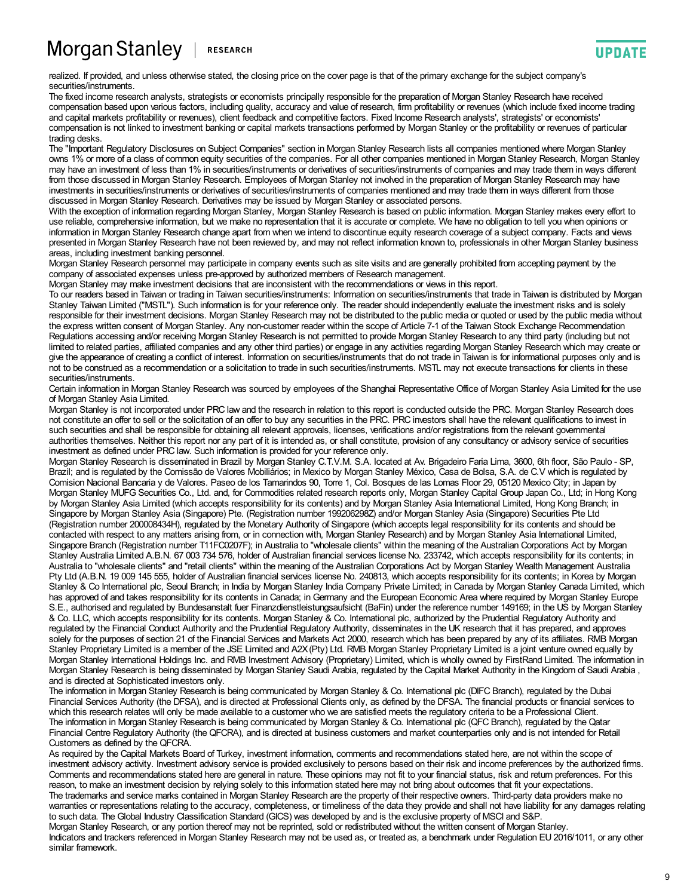realized. If provided, and unless otherwise stated, the closing price on the cover page is that of the primary exchange for the subject company's securities/instruments.

The fixed income research analysts, strategists or economists principally responsible for the preparation of Morgan Stanley Research have received compensation based upon various factors, including quality, accuracy and value of research, firm profitability or revenues (which include fixed income trading and capital markets profitability or revenues), client feedback and competitive factors. Fixed Income Research analysts', strategists' or economists' compensation is not linked to investment banking or capital markets transactions performed by Morgan Stanley or the profitability or revenues of particular trading desks.

The "Important Regulatory Disclosures on Subject Companies" section in Morgan Stanley Research lists all companies mentioned where Morgan Stanley owns 1% or more of a class of common equity securities of the companies. For all other companies mentioned in Morgan Stanley Research, Morgan Stanley may have an investment of less than 1% in securities/instruments or derivatives of securities/instruments of companies and may trade them in ways different from those discussed in Morgan Stanley Research. Employees of Morgan Stanley not involved in the preparation of Morgan Stanley Research may have investments in securities/instruments or derivatives of securities/instruments of companies mentioned and may trade them in ways different from those discussed in Morgan Stanley Research. Derivatives may be issued by Morgan Stanley or associated persons.

With the exception of information regarding Morgan Stanley, Morgan Stanley Research is based on public information. Morgan Stanley makes every effort to use reliable, comprehensive information, but we make no representation that it is accurate or complete. We have no obligation to tell you when opinions or information in Morgan Stanley Research change apart from when we intend to discontinue equity research coverage of a subject company. Facts and views presented in Morgan Stanley Research have not been reviewed by, and may not reflect information known to, professionals in other Morgan Stanley business areas, including investment banking personnel.

Morgan Stanley Research personnel may participate in company events such as site visits and are generally prohibited from accepting payment by the company of associated expenses unless pre-approved by authorized members of Research management.

Morgan Stanley may make investment decisions that are inconsistent with the recommendations or views in this report.

To our readers based in Taiwan or trading in Taiwan securities/instruments: Information on securities/instruments that trade in Taiwan is distributed by Morgan Stanley Taiwan Limited ("MSTL"). Such information is for your reference only. The reader should independently evaluate the investment risks and is solely responsible for their investment decisions. Morgan Stanley Research may not be distributed to the public media or quoted or used by the public media without the express written consent of Morgan Stanley. Any non-customer reader within the scope of Article 7-1 of the Taiwan Stock Exchange Recommendation Regulations accessing and/or receiving Morgan Stanley Research is not permitted to provide Morgan Stanley Research to any third party (including but not limited to related parties, affiliated companies and any other third parties) or engage in any activities regarding Morgan Stanley Research which may create or give the appearance of creating a conflict of interest. Information on securities/instruments that do not trade in Taiwan is for informational purposes only and is not to be construed as a recommendation or a solicitation to trade in such securities/instruments. MSTL may not execute transactions for clients in these securities/instruments.

Certain information in Morgan Stanley Research was sourced by employees of the Shanghai Representative Office of Morgan Stanley Asia Limited for the use of Morgan Stanley Asia Limited.

Morgan Stanley is not incorporated under PRC law and the research in relation to this report is conducted outside the PRC. Morgan Stanley Research does not constitute an offer to sell or the solicitation of an offer to buy any securities in the PRC. PRC investors shall have the relevant qualifications to invest in such securities and shall be responsible for obtaining all relevant approvals, licenses, verifications and/or registrations from the relevant governmental authorities themselves. Neither this report nor any part of it is intended as, or shall constitute, provision of any consultancy or advisory service of securities investment as defined under PRC law. Such information is provided for your reference only.

Morgan Stanley Research is disseminated in Brazil by Morgan Stanley C.T.V.M. S.A. located at Av. Brigadeiro Faria Lima, 3600, 6th floor, São Paulo - SP, Brazil; and is regulated by the Comissão de Valores Mobiliários; in Mexico by Morgan Stanley México, Casa de Bolsa, S.A. de C.V which is regulated by Comision Nacional Bancaria y de Valores. Paseo de los Tamarindos 90, Torre 1, Col. Bosques de las Lomas Floor 29, 05120 Mexico City; in Japan by Morgan Stanley MUFG Securities Co., Ltd. and, for Commodities related research reports only, Morgan Stanley Capital Group Japan Co., Ltd; in Hong Kong by Morgan Stanley Asia Limited (which accepts responsibility for its contents) and by Morgan Stanley Asia International Limited, Hong Kong Branch; in Singapore by Morgan Stanley Asia (Singapore) Pte. (Registration number 199206298Z) and/or Morgan Stanley Asia (Singapore) Securities Pte Ltd (Registration number 200008434H), regulated by the Monetary Authority of Singapore (which accepts legal responsibility for its contents and should be contacted with respect to any matters arising from, or in connection with, Morgan Stanley Research) and by Morgan Stanley Asia International Limited, Singapore Branch (Registration number T11FC0207F); in Australia to "wholesale clients" within the meaning of the Australian Corporations Act by Morgan Stanley Australia Limited A.B.N. 67 003 734 576, holder of Australian financial services license No. 233742, which accepts responsibility for its contents; in Australia to "wholesale clients" and "retail clients" within the meaning of the Australian Corporations Act by Morgan Stanley Wealth Management Australia Pty Ltd (A.B.N. 19 009 145 555, holder of Australian financial services license No. 240813, which accepts responsibility for its contents; in Korea by Morgan Stanley & Co International plc, Seoul Branch; in India by Morgan Stanley India Company Private Limited; in Canada by Morgan Stanley Canada Limited, which has approved of and takes responsibility for its contents in Canada; in Germany and the European Economic Area where required by Morgan Stanley Europe S.E., authorised and regulated by Bundesanstalt fuer Finanzdienstleistungsaufsicht (BaFin) under the reference number 149169; in the US by Morgan Stanley & Co. LLC, which accepts responsibility for its contents. Morgan Stanley & Co. International plc, authorized by the Prudential Regulatory Authority and regulated by the Financial Conduct Authority and the Prudential Regulatory Authority, disseminates in the UK research that it has prepared, and approves solely for the purposes of section 21 of the Financial Services and Markets Act 2000, research which has been prepared by any of its affiliates. RMB Morgan Stanley Proprietary Limited is a member of the JSE Limited and A2X (Pty) Ltd. RMB Morgan Stanley Proprietary Limited is a joint venture owned equally by Morgan Stanley International Holdings Inc. and RMB Investment Advisory (Proprietary) Limited, which is wholly owned by FirstRand Limited. The information in Morgan Stanley Research is being disseminated by Morgan Stanley Saudi Arabia, regulated by the Capital Market Authority in the Kingdom of Saudi Arabia , and is directed at Sophisticated investors only.

The information in Morgan Stanley Research is being communicated by Morgan Stanley & Co. International plc (DIFC Branch), regulated by the Dubai Financial Services Authority (the DFSA), and is directed at Professional Clients only, as defined by the DFSA. The financial products or financial services to which this research relates will only be made available to a customer who we are satisfied meets the regulatory criteria to be a Professional Client.

The information in Morgan Stanley Research is being communicated by Morgan Stanley & Co. International plc (QFC Branch), regulated by the Qatar Financial Centre Regulatory Authority (the QFCRA), and is directed at business customers and market counterparties only and is not intended for Retail Customers as defined by the QFCRA.

As required by the Capital Markets Board of Turkey, investment information, comments and recommendations stated here, are not within the scope of investment advisory activity. Investment advisory service is provided exclusively to persons based on their risk and income preferences by the authorized firms. Comments and recommendations stated here are general in nature. These opinions may not fit to your financial status, risk and return preferences. For this reason, to make an investment decision by relying solely to this information stated here may not bring about outcomes that fit your expectations.

The trademarks and service marks contained in Morgan Stanley Research are the property of their respective owners. Third-party data providers make no warranties or representations relating to the accuracy, completeness, or timeliness of the data they provide and shall not have liability for any damages relating to such data. The Global Industry Classification Standard (GICS) was developed by and is the exclusive property of MSCI and S&P.

Morgan Stanley Research, or any portion thereof may not be reprinted, sold or redistributed without the written consent of Morgan Stanley.

Indicators and trackers referenced in Morgan Stanley Research may not be used as, or treated as, a benchmark under Regulation EU 2016/1011, or any other similar framework.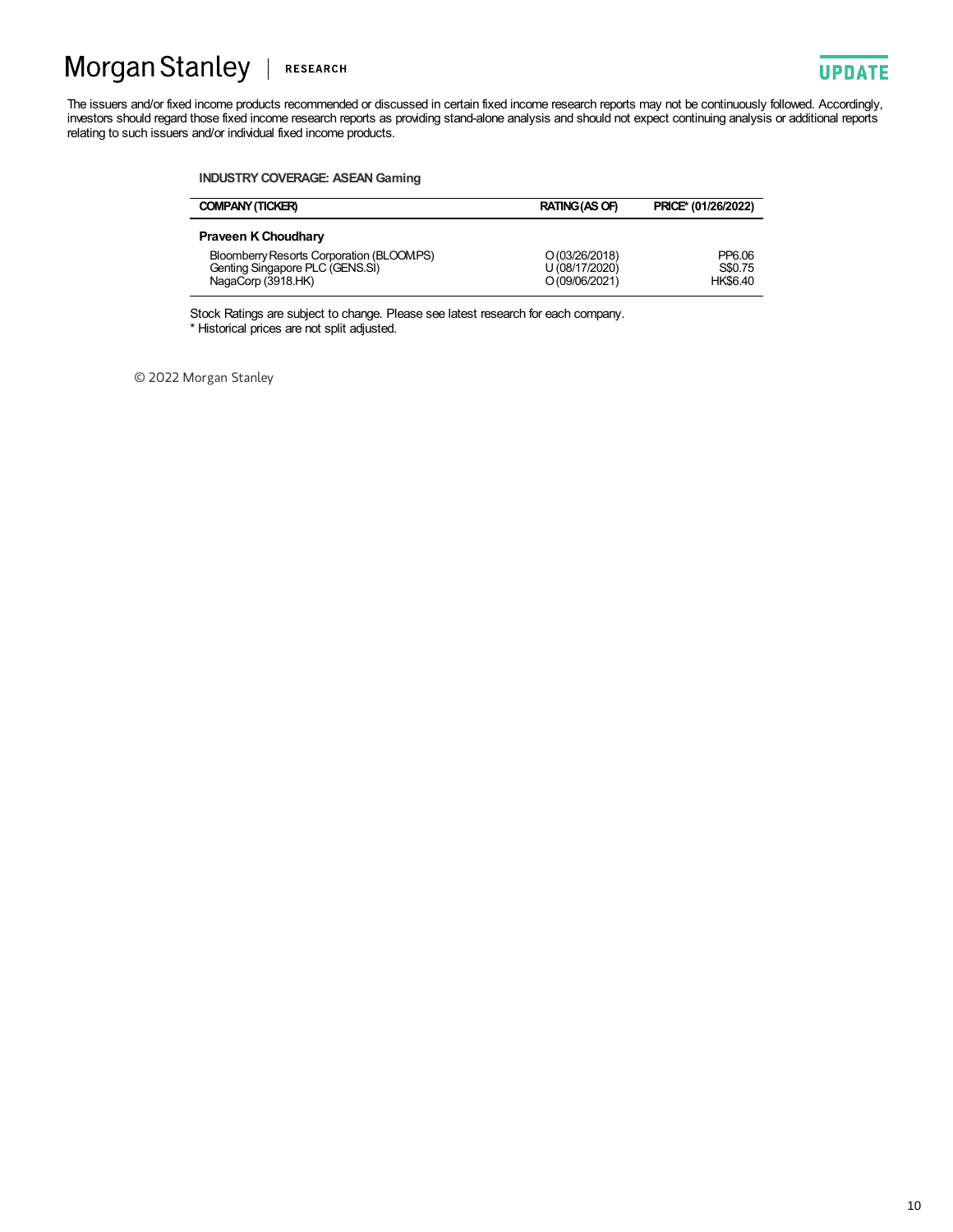The issuers and/or fixed income products recommended or discussed in certain fixed income research reports may not be continuously followed. Accordingly, investors should regard those fixed income research reports as providing stand-alone analysis and should not expect continuing analysis or additional reports relating to such issuers and/or individual fixed income products.

**INDUSTRY COVERAGE: ASEAN Gaming**

| COMPANY (TICKER) | RATING (AS OF) | PRICE* (01/26/2022) |
|---|---|---|
| **Praveen K Choudhary** | | |
| Bloomberry Resorts Corporation (BLOOM.PS) | O (03/26/2018) | PP6.06 |
| Genting Singapore PLC (GENS.SI) | U (08/17/2020) | S$0.75 |
| NagaCorp (3918.HK) | O (09/06/2021) | HK$6.40 |

Stock Ratings are subject to change. Please see latest research for each company.
* Historical prices are not split adjusted.

© 2022 Morgan Stanley